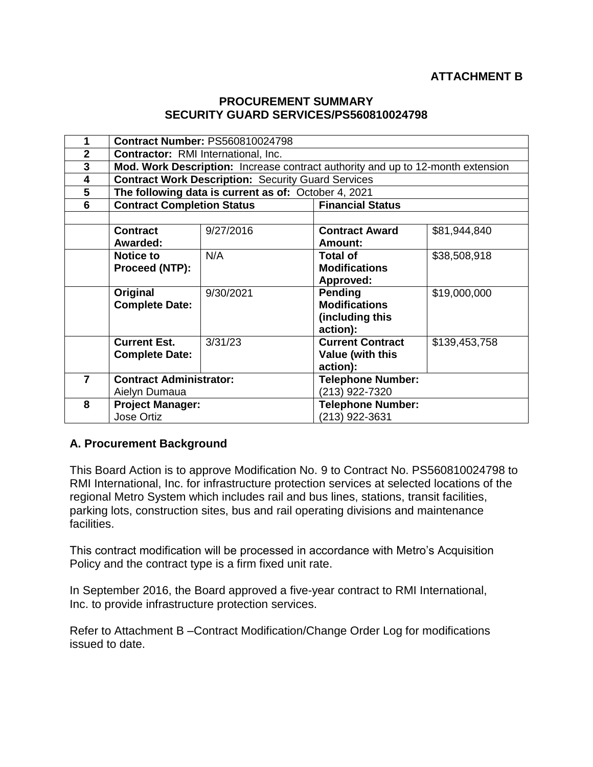**ATTACHMENT B**

**PROCUREMENT SUMMARY**
**SECURITY GUARD SERVICES/PS560810024798**

| | | | | |
|---|---|---|---|---|
| **1** | **Contract Number:** PS560810024798 | | | |
| **2** | **Contractor:** RMI International, Inc. | | | |
| **3** | **Mod. Work Description:** Increase contract authority and up to 12-month extension | | | |
| **4** | **Contract Work Description:** Security Guard Services | | | |
| **5** | **The following data is current as of:** October 4, 2021 | | | |
| **6** | **Contract Completion Status** | | **Financial Status** | |
| | | | | |
| | **Contract Awarded:** | 9/27/2016 | **Contract Award Amount:** | $81,944,840 |
| | **Notice to Proceed (NTP):** | N/A | **Total of Modifications Approved:** | $38,508,918 |
| | **Original Complete Date:** | 9/30/2021 | **Pending Modifications (including this action):** | $19,000,000 |
| | **Current Est. Complete Date:** | 3/31/23 | **Current Contract Value (with this action):** | $139,453,758 |
| **7** | **Contract Administrator:** Aielyn Dumaua | | **Telephone Number:** (213) 922-7320 | |
| **8** | **Project Manager:** Jose Ortiz | | **Telephone Number:** (213) 922-3631 | |

## A. Procurement Background

This Board Action is to approve Modification No. 9 to Contract No. PS560810024798 to RMI International, Inc. for infrastructure protection services at selected locations of the regional Metro System which includes rail and bus lines, stations, transit facilities, parking lots, construction sites, bus and rail operating divisions and maintenance facilities.

This contract modification will be processed in accordance with Metro's Acquisition Policy and the contract type is a firm fixed unit rate.

In September 2016, the Board approved a five-year contract to RMI International, Inc. to provide infrastructure protection services.

Refer to Attachment B –Contract Modification/Change Order Log for modifications issued to date.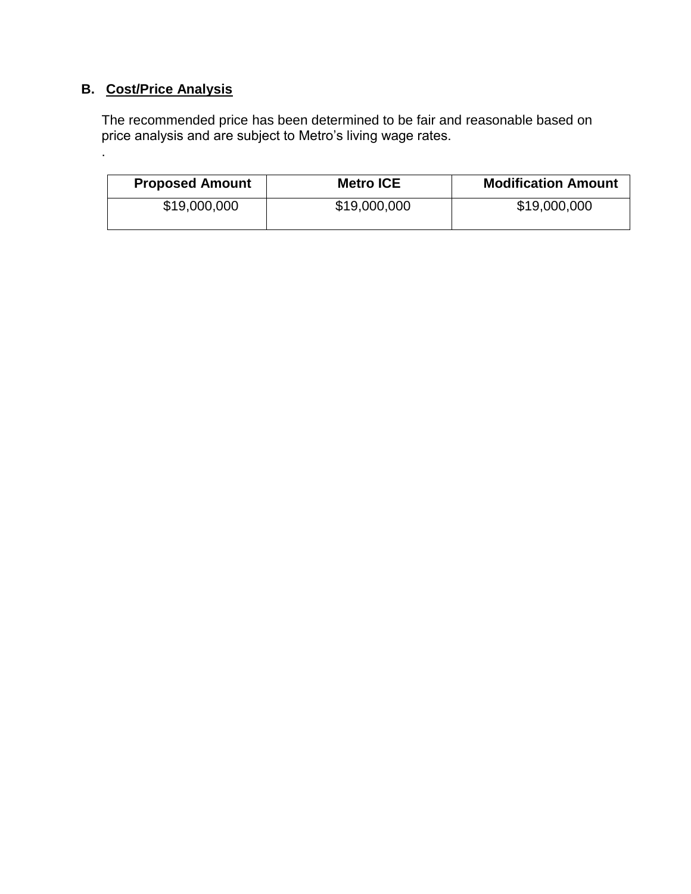## B. Cost/Price Analysis

The recommended price has been determined to be fair and reasonable based on price analysis and are subject to Metro's living wage rates.

.

| Proposed Amount | Metro ICE | Modification Amount |
|---|---|---|
| $19,000,000 | $19,000,000 | $19,000,000 |